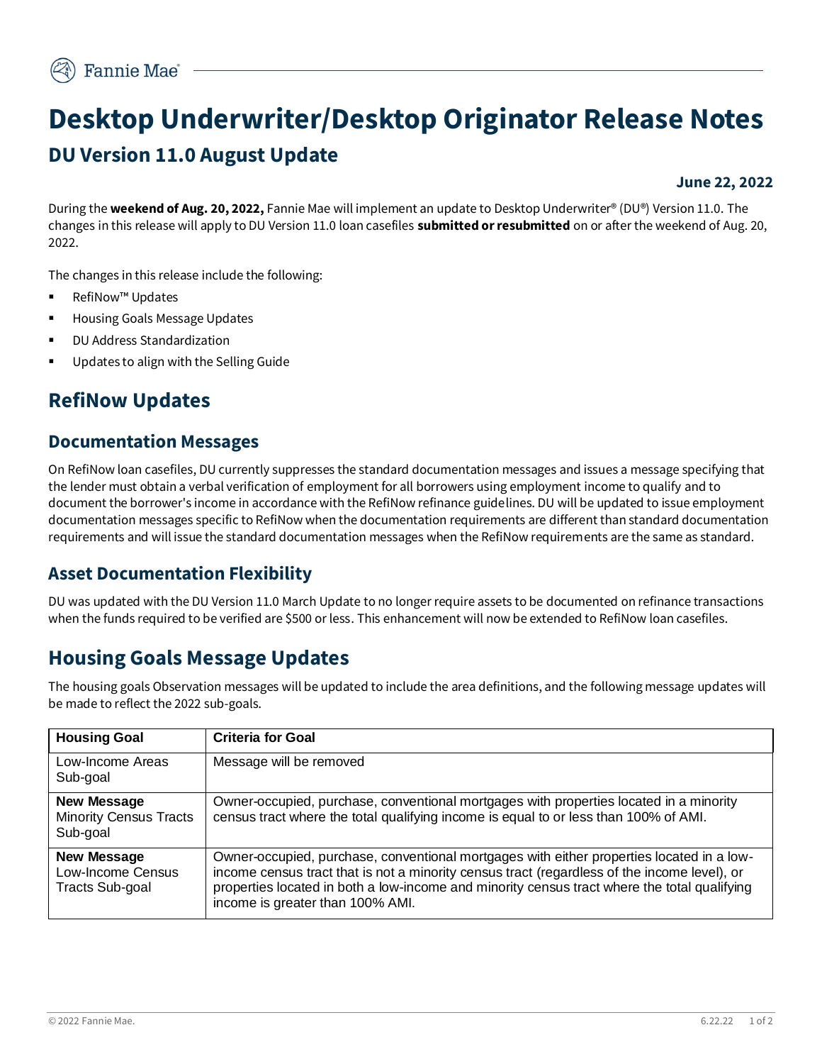# Desktop Underwriter/Desktop Originator Release Notes

## DU Version 11.0 August Update

**June 22, 2022**

During the **weekend of Aug. 20, 2022,** Fannie Mae will implement an update to Desktop Underwriter® (DU®) Version 11.0. The changes in this release will apply to DU Version 11.0 loan casefiles **submitted or resubmitted** on or after the weekend of Aug. 20, 2022.

The changes in this release include the following:

- RefiNow™ Updates
- Housing Goals Message Updates
- DU Address Standardization
- Updates to align with the Selling Guide

## RefiNow Updates

### Documentation Messages

On RefiNow loan casefiles, DU currently suppresses the standard documentation messages and issues a message specifying that the lender must obtain a verbal verification of employment for all borrowers using employment income to qualify and to document the borrower's income in accordance with the RefiNow refinance guidelines. DU will be updated to issue employment documentation messages specific to RefiNow when the documentation requirements are different than standard documentation requirements and will issue the standard documentation messages when the RefiNow requirements are the same as standard.

### Asset Documentation Flexibility

DU was updated with the DU Version 11.0 March Update to no longer require assets to be documented on refinance transactions when the funds required to be verified are $500 or less. This enhancement will now be extended to RefiNow loan casefiles.

## Housing Goals Message Updates

The housing goals Observation messages will be updated to include the area definitions, and the following message updates will be made to reflect the 2022 sub-goals.

| Housing Goal | Criteria for Goal |
|---|---|
| Low-Income Areas Sub-goal | Message will be removed |
| **New Message** Minority Census Tracts Sub-goal | Owner-occupied, purchase, conventional mortgages with properties located in a minority census tract where the total qualifying income is equal to or less than 100% of AMI. |
| **New Message** Low-Income Census Tracts Sub-goal | Owner-occupied, purchase, conventional mortgages with either properties located in a low-income census tract that is not a minority census tract (regardless of the income level), or properties located in both a low-income and minority census tract where the total qualifying income is greater than 100% AMI. |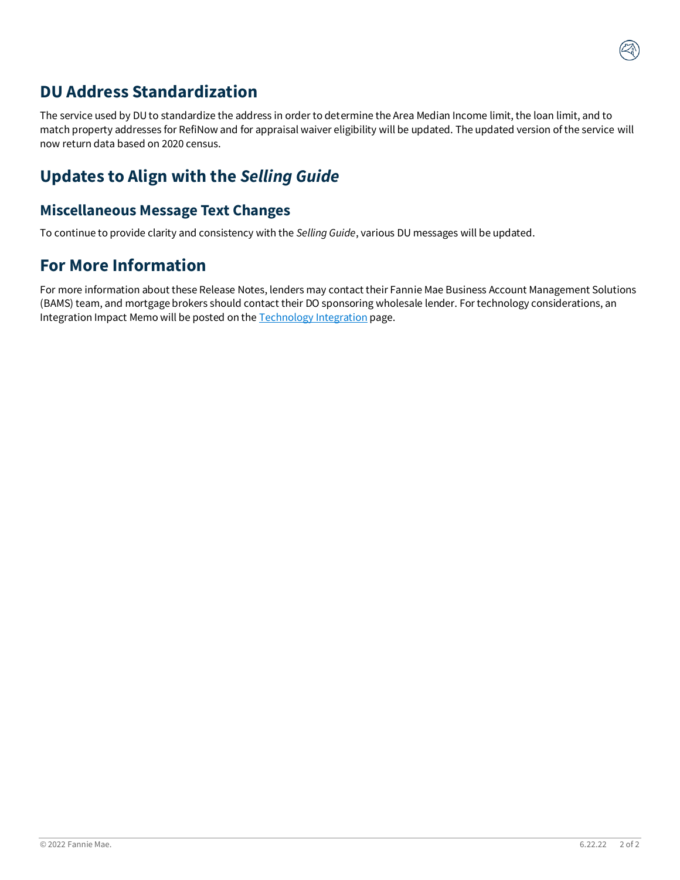## DU Address Standardization

The service used by DU to standardize the address in order to determine the Area Median Income limit, the loan limit, and to match property addresses for RefiNow and for appraisal waiver eligibility will be updated. The updated version of the service will now return data based on 2020 census.

## Updates to Align with the *Selling Guide*

### Miscellaneous Message Text Changes

To continue to provide clarity and consistency with the *Selling Guide*, various DU messages will be updated.

## For More Information

For more information about these Release Notes, lenders may contact their Fannie Mae Business Account Management Solutions (BAMS) team, and mortgage brokers should contact their DO sponsoring wholesale lender. For technology considerations, an Integration Impact Memo will be posted on the Technology Integration page.